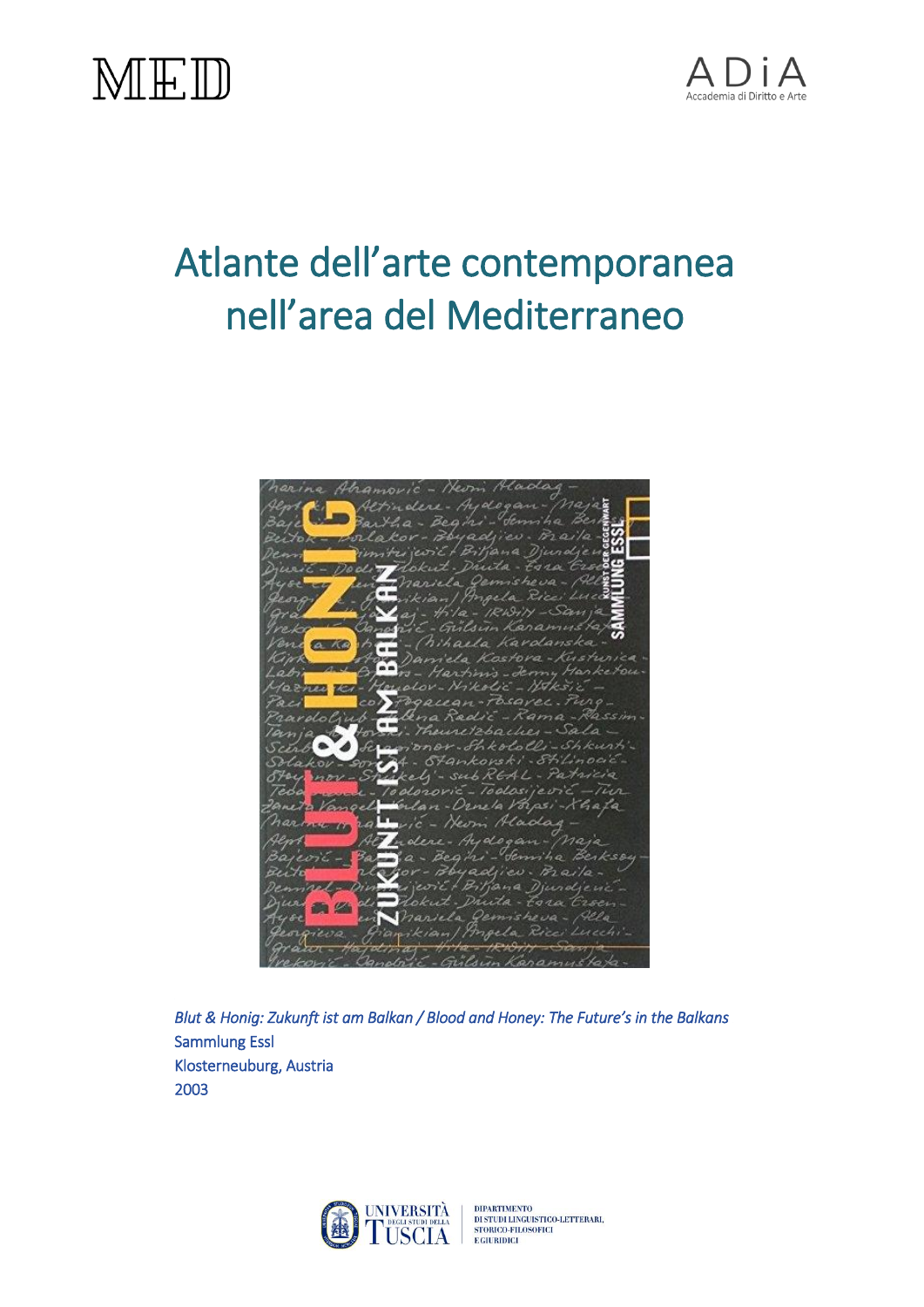MED

ADiA
Accademia di Diritto e Arte

# Atlante dell'arte contemporanea nell'area del Mediterraneo

*Blut & Honig: Zukunft ist am Balkan / Blood and Honey: The Future's in the Balkans*
Sammlung Essl
Klosterneuburg, Austria
2003

Università degli Studi della Tuscia
Dipartimento di Studi Linguistico-Letterari, Storico-Filosofici e Giuridici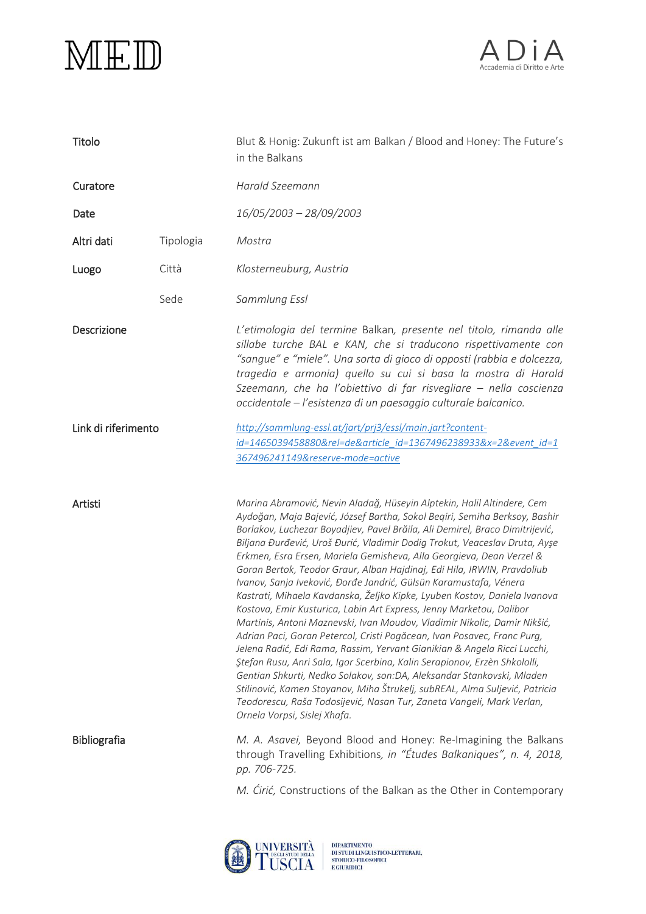| | | |
|---|---|---|
| Titolo | | Blut & Honig: Zukunft ist am Balkan / Blood and Honey: The Future's in the Balkans |
| Curatore | | *Harald Szeemann* |
| Date | | *16/05/2003 – 28/09/2003* |
| Altri dati | Tipologia | *Mostra* |
| Luogo | Città | *Klosterneuburg, Austria* |
| | Sede | *Sammlung Essl* |
| Descrizione | | *L'etimologia del termine* Balkan*, presente nel titolo, rimanda alle sillabe turche BAL e KAN, che si traducono rispettivamente con "sangue" e "miele". Una sorta di gioco di opposti (rabbia e dolcezza, tragedia e armonia) quello su cui si basa la mostra di Harald Szeemann, che ha l'obiettivo di far risvegliare – nella coscienza occidentale – l'esistenza di un paesaggio culturale balcanico.* |
| Link di riferimento | | [http://sammlung-essl.at/jart/prj3/essl/main.jart?content-id=1465039458880&rel=de&article_id=1367496238933&x=2&event_id=1367496241149&reserve-mode=active](http://sammlung-essl.at/jart/prj3/essl/main.jart?content-id=1465039458880&rel=de&article_id=1367496238933&x=2&event_id=1367496241149&reserve-mode=active) |
| Artisti | | *Marina Abramović, Nevin Aladağ, Hüseyin Alptekin, Halil Altindere, Cem Aydoğan, Maja Bajević, József Bartha, Sokol Beqiri, Semiha Berksoy, Bashir Borlakov, Luchezar Boyadjiev, Pavel Brăila, Ali Demirel, Braco Dimitrijević, Biljana Đurđević, Uroš Đurić, Vladimir Dodig Trokut, Veaceslav Druta, Ayşe Erkmen, Esra Ersen, Mariela Gemisheva, Alla Georgieva, Dean Verzel & Goran Bertok, Teodor Graur, Alban Hajdinaj, Edi Hila, IRWIN, Pravdoliub Ivanov, Sanja Iveković, Đorđe Jandrić, Gülsün Karamustafa, Vénera Kastrati, Mihaela Kavdanska, Željko Kipke, Lyuben Kostov, Daniela Ivanova Kostova, Emir Kusturica, Labin Art Express, Jenny Marketou, Dalibor Martinis, Antoni Maznevski, Ivan Moudov, Vladimir Nikolic, Damir Nikšić, Adrian Paci, Goran Petercol, Cristi Pogăcean, Ivan Posavec, Franc Purg, Jelena Radić, Edi Rama, Rassim, Yervant Gianikian & Angela Ricci Lucchi, Ştefan Rusu, Anri Sala, Igor Scerbina, Kalin Serapionov, Erzèn Shkololli, Gentian Shkurti, Nedko Solakov, son:DA, Aleksandar Stankovski, Mladen Stilinović, Kamen Stoyanov, Miha Štrukelj, subREAL, Alma Suljević, Patricia Teodorescu, Raša Todosijević, Nasan Tur, Zaneta Vangeli, Mark Verlan, Ornela Vorpsi, Sislej Xhafa.* |
| Bibliografia | | *M. A. Asavei,* Beyond Blood and Honey: Re-Imagining the Balkans through Travelling Exhibitions, *in "Études Balkaniques", n. 4, 2018, pp. 706-725.*<br><br>*M. Ćirić,* Constructions of the Balkan as the Other in Contemporary |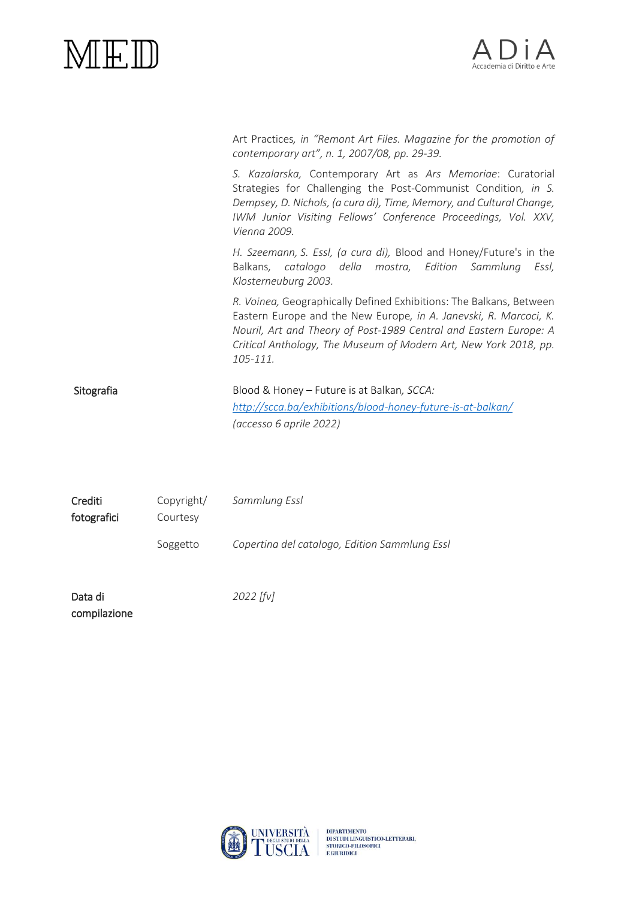Art Practices*, in "Remont Art Files. Magazine for the promotion of contemporary art", n. 1, 2007/08, pp. 29-39.*

*S. Kazalarska,* Contemporary Art as *Ars Memoriae*: Curatorial Strategies for Challenging the Post-Communist Condition*, in S. Dempsey, D. Nichols, (a cura di), Time, Memory, and Cultural Change, IWM Junior Visiting Fellows' Conference Proceedings, Vol. XXV, Vienna 2009.*

*H. Szeemann, S. Essl, (a cura di),* Blood and Honey/Future's in the Balkans*, catalogo della mostra, Edition Sammlung Essl, Klosterneuburg 2003.*

*R. Voinea,* Geographically Defined Exhibitions: The Balkans, Between Eastern Europe and the New Europe*, in A. Janevski, R. Marcoci, K. Nouril, Art and Theory of Post-1989 Central and Eastern Europe: A Critical Anthology, The Museum of Modern Art, New York 2018, pp. 105-111.*

| | | |
|---|---|---|
| Sitografia | | Blood & Honey – Future is at Balkan*, SCCA:* *http://scca.ba/exhibitions/blood-honey-future-is-at-balkan/* *(accesso 6 aprile 2022)* |
| Crediti fotografici | Copyright/ Courtesy | *Sammlung Essl* |
| | Soggetto | *Copertina del catalogo, Edition Sammlung Essl* |
| Data di compilazione | | *2022 [fv]* |